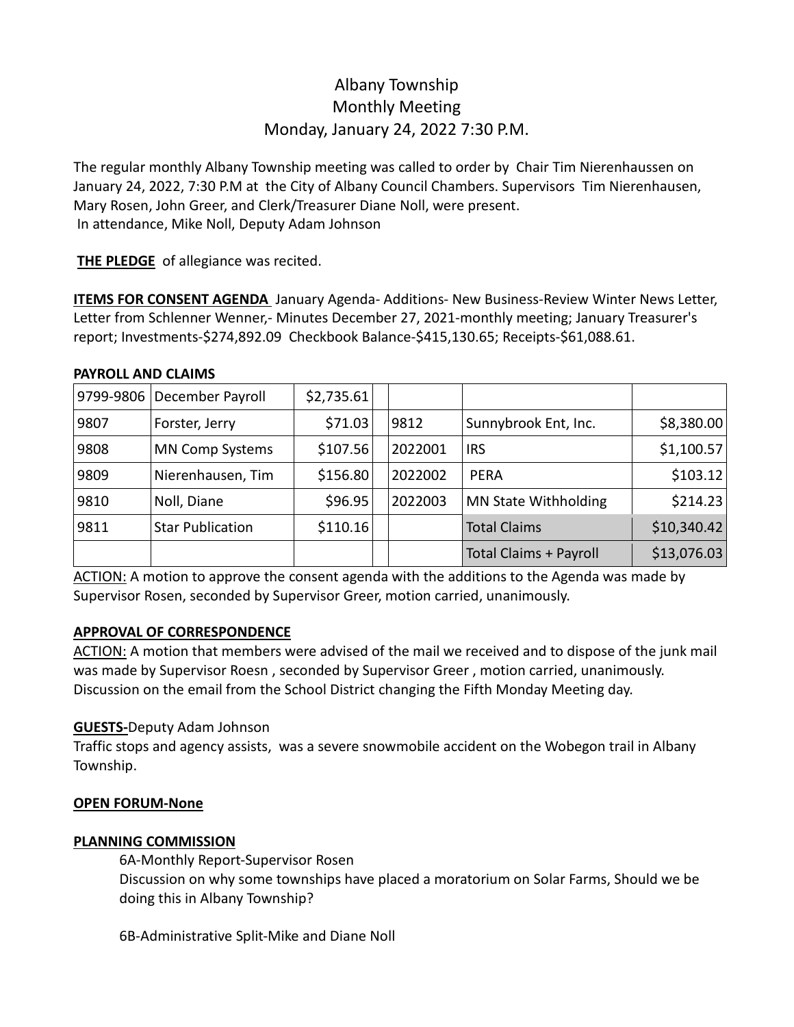# Albany Township
## Monthly Meeting
### Monday, January 24, 2022 7:30 P.M.

The regular monthly Albany Township meeting was called to order by Chair Tim Nierenhaussen on January 24, 2022, 7:30 P.M at the City of Albany Council Chambers. Supervisors Tim Nierenhausen, Mary Rosen, John Greer, and Clerk/Treasurer Diane Noll, were present.
In attendance, Mike Noll, Deputy Adam Johnson

**THE PLEDGE** of allegiance was recited.

**ITEMS FOR CONSENT AGENDA** January Agenda- Additions- New Business-Review Winter News Letter, Letter from Schlenner Wenner,- Minutes December 27, 2021-monthly meeting; January Treasurer's report; Investments-$274,892.09 Checkbook Balance-$415,130.65; Receipts-$61,088.61.

**PAYROLL AND CLAIMS**

| | | | | | | |
|---|---|---|---|---|---|---|
| 9799-9806 | December Payroll | $2,735.61 | | | | |
| 9807 | Forster, Jerry | $71.03 | | 9812 | Sunnybrook Ent, Inc. | $8,380.00 |
| 9808 | MN Comp Systems | $107.56 | | 2022001 | IRS | $1,100.57 |
| 9809 | Nierenhausen, Tim | $156.80 | | 2022002 | PERA | $103.12 |
| 9810 | Noll, Diane | $96.95 | | 2022003 | MN State Withholding | $214.23 |
| 9811 | Star Publication | $110.16 | | | Total Claims | $10,340.42 |
| | | | | | Total Claims + Payroll | $13,076.03 |

ACTION: A motion to approve the consent agenda with the additions to the Agenda was made by Supervisor Rosen, seconded by Supervisor Greer, motion carried, unanimously.

**APPROVAL OF CORRESPONDENCE**

ACTION: A motion that members were advised of the mail we received and to dispose of the junk mail was made by Supervisor Roesn , seconded by Supervisor Greer , motion carried, unanimously. Discussion on the email from the School District changing the Fifth Monday Meeting day.

**GUESTS-**Deputy Adam Johnson

Traffic stops and agency assists, was a severe snowmobile accident on the Wobegon trail in Albany Township.

**OPEN FORUM-None**

**PLANNING COMMISSION**

6A-Monthly Report-Supervisor Rosen
Discussion on why some townships have placed a moratorium on Solar Farms, Should we be doing this in Albany Township?

6B-Administrative Split-Mike and Diane Noll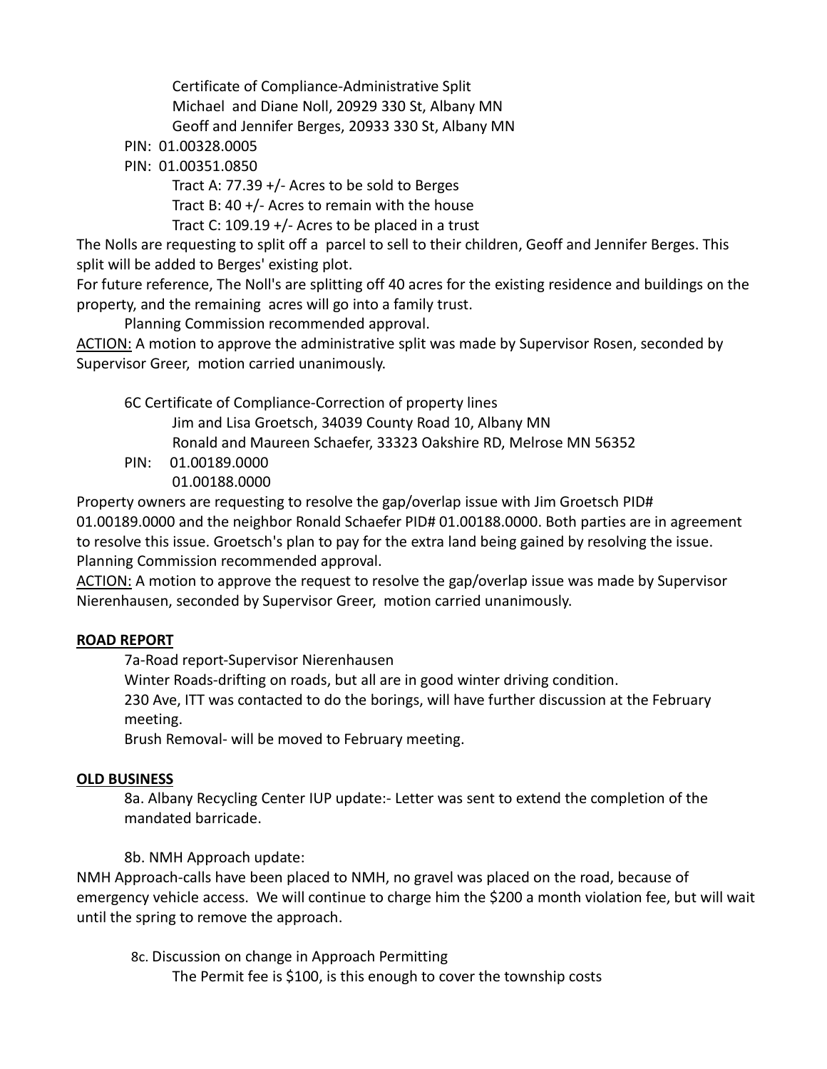Certificate of Compliance-Administrative Split
Michael and Diane Noll, 20929 330 St, Albany MN
Geoff and Jennifer Berges, 20933 330 St, Albany MN

PIN: 01.00328.0005
PIN: 01.00351.0850

Tract A: 77.39 +/- Acres to be sold to Berges
Tract B: 40 +/- Acres to remain with the house
Tract C: 109.19 +/- Acres to be placed in a trust

The Nolls are requesting to split off a parcel to sell to their children, Geoff and Jennifer Berges. This split will be added to Berges' existing plot.
For future reference, The Noll's are splitting off 40 acres for the existing residence and buildings on the property, and the remaining acres will go into a family trust.
Planning Commission recommended approval.
ACTION: A motion to approve the administrative split was made by Supervisor Rosen, seconded by Supervisor Greer, motion carried unanimously.

6C Certificate of Compliance-Correction of property lines
Jim and Lisa Groetsch, 34039 County Road 10, Albany MN
Ronald and Maureen Schaefer, 33323 Oakshire RD, Melrose MN 56352

PIN: 01.00189.0000
01.00188.0000

Property owners are requesting to resolve the gap/overlap issue with Jim Groetsch PID# 01.00189.0000 and the neighbor Ronald Schaefer PID# 01.00188.0000. Both parties are in agreement to resolve this issue. Groetsch's plan to pay for the extra land being gained by resolving the issue.
Planning Commission recommended approval.
ACTION: A motion to approve the request to resolve the gap/overlap issue was made by Supervisor Nierenhausen, seconded by Supervisor Greer, motion carried unanimously.

**ROAD REPORT**

7a-Road report-Supervisor Nierenhausen
Winter Roads-drifting on roads, but all are in good winter driving condition.
230 Ave, ITT was contacted to do the borings, will have further discussion at the February meeting.
Brush Removal- will be moved to February meeting.

**OLD BUSINESS**

8a. Albany Recycling Center IUP update:- Letter was sent to extend the completion of the mandated barricade.

8b. NMH Approach update:
NMH Approach-calls have been placed to NMH, no gravel was placed on the road, because of emergency vehicle access. We will continue to charge him the $200 a month violation fee, but will wait until the spring to remove the approach.

8c. Discussion on change in Approach Permitting
The Permit fee is $100, is this enough to cover the township costs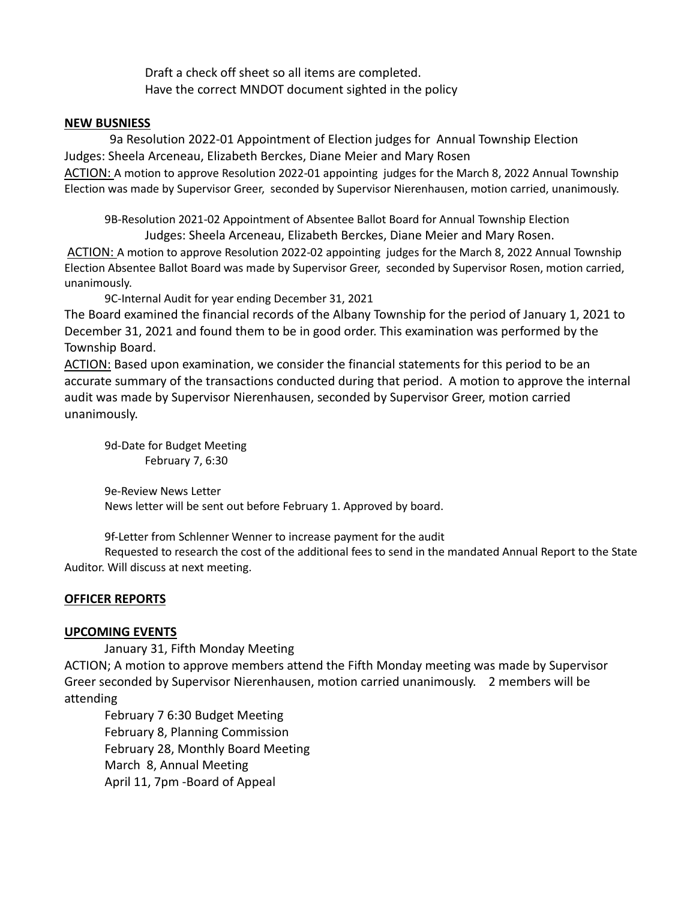Draft a check off sheet so all items are completed.
Have the correct MNDOT document sighted in the policy

**NEW BUSNIESS**

9a Resolution 2022-01 Appointment of Election judges for Annual Township Election
Judges: Sheela Arceneau, Elizabeth Berckes, Diane Meier and Mary Rosen

ACTION: A motion to approve Resolution 2022-01 appointing judges for the March 8, 2022 Annual Township Election was made by Supervisor Greer, seconded by Supervisor Nierenhausen, motion carried, unanimously.

9B-Resolution 2021-02 Appointment of Absentee Ballot Board for Annual Township Election
Judges: Sheela Arceneau, Elizabeth Berckes, Diane Meier and Mary Rosen.

ACTION: A motion to approve Resolution 2022-02 appointing judges for the March 8, 2022 Annual Township Election Absentee Ballot Board was made by Supervisor Greer, seconded by Supervisor Rosen, motion carried, unanimously.

9C-Internal Audit for year ending December 31, 2021

The Board examined the financial records of the Albany Township for the period of January 1, 2021 to December 31, 2021 and found them to be in good order. This examination was performed by the Township Board.

ACTION: Based upon examination, we consider the financial statements for this period to be an accurate summary of the transactions conducted during that period. A motion to approve the internal audit was made by Supervisor Nierenhausen, seconded by Supervisor Greer, motion carried unanimously.

9d-Date for Budget Meeting
February 7, 6:30

9e-Review News Letter
News letter will be sent out before February 1. Approved by board.

9f-Letter from Schlenner Wenner to increase payment for the audit
Requested to research the cost of the additional fees to send in the mandated Annual Report to the State Auditor. Will discuss at next meeting.

**OFFICER REPORTS**

**UPCOMING EVENTS**

January 31, Fifth Monday Meeting

ACTION; A motion to approve members attend the Fifth Monday meeting was made by Supervisor Greer seconded by Supervisor Nierenhausen, motion carried unanimously. 2 members will be attending

February 7 6:30 Budget Meeting
February 8, Planning Commission
February 28, Monthly Board Meeting
March 8, Annual Meeting
April 11, 7pm -Board of Appeal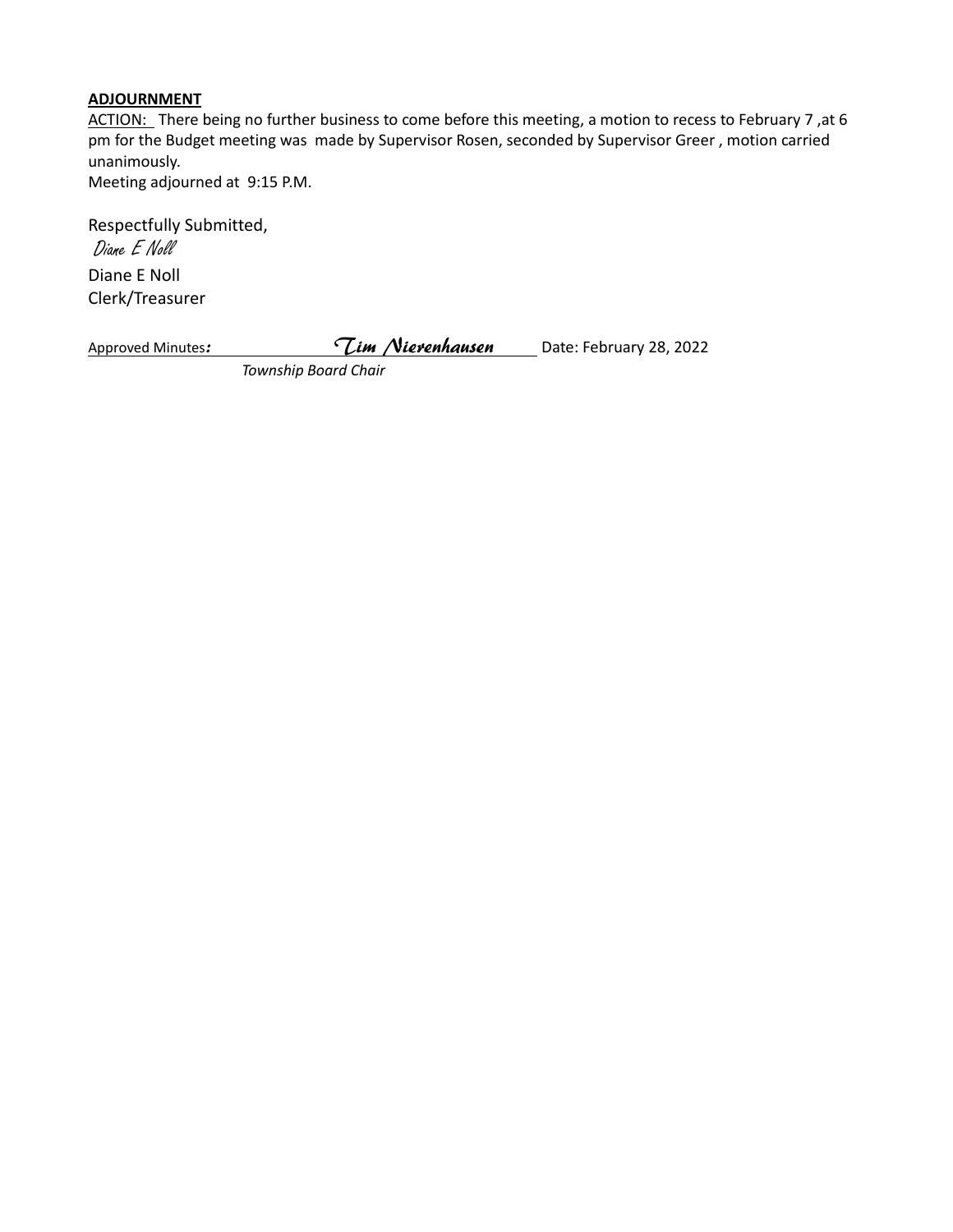**ADJOURNMENT**

ACTION: There being no further business to come before this meeting, a motion to recess to February 7 ,at 6 pm for the Budget meeting was made by Supervisor Rosen, seconded by Supervisor Greer , motion carried unanimously.

Meeting adjourned at 9:15 P.M.

Respectfully Submitted,

*Diane E Noll*

Diane E Noll

Clerk/Treasurer

Approved Minutes: *Tim Nierenhausen* Date: February 28, 2022

*Township Board Chair*